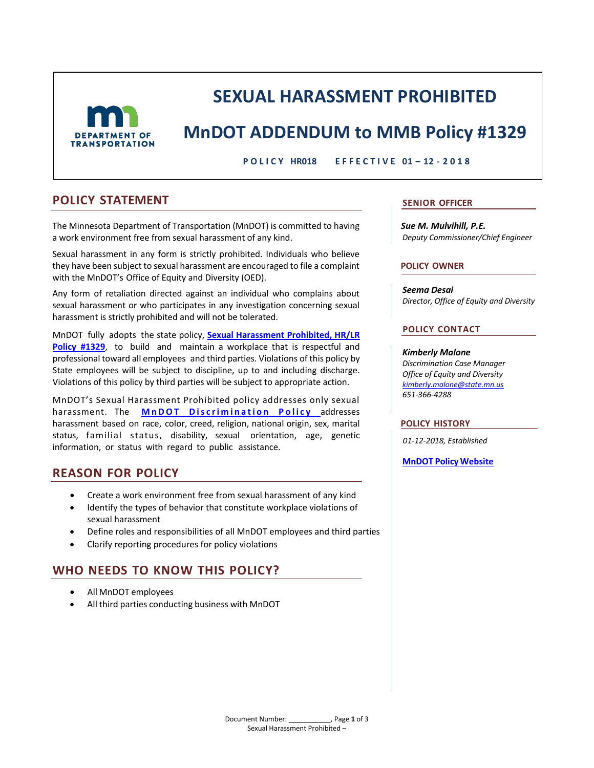# SEXUAL HARASSMENT PROHIBITED

# MnDOT ADDENDUM to MMB Policy #1329

**POLICY HR018 EFFECTIVE 01 – 12 - 2018**

## POLICY STATEMENT

The Minnesota Department of Transportation (MnDOT) is committed to having a work environment free from sexual harassment of any kind.

Sexual harassment in any form is strictly prohibited. Individuals who believe they have been subject to sexual harassment are encouraged to file a complaint with the MnDOT's Office of Equity and Diversity (OED).

Any form of retaliation directed against an individual who complains about sexual harassment or who participates in any investigation concerning sexual harassment is strictly prohibited and will not be tolerated.

MnDOT fully adopts the state policy, **Sexual Harassment Prohibited, HR/LR Policy #1329**, to build and maintain a workplace that is respectful and professional toward all employees and third parties. Violations of this policy by State employees will be subject to discipline, up to and including discharge. Violations of this policy by third parties will be subject to appropriate action.

MnDOT's Sexual Harassment Prohibited policy addresses only sexual harassment. The **MnDOT Discrimination Policy** addresses harassment based on race, color, creed, religion, national origin, sex, marital status, familial status, disability, sexual orientation, age, genetic information, or status with regard to public assistance.

## REASON FOR POLICY

- Create a work environment free from sexual harassment of any kind
- Identify the types of behavior that constitute workplace violations of sexual harassment
- Define roles and responsibilities of all MnDOT employees and third parties
- Clarify reporting procedures for policy violations

## WHO NEEDS TO KNOW THIS POLICY?

- All MnDOT employees
- All third parties conducting business with MnDOT

### SENIOR OFFICER

***Sue M. Mulvihill, P.E.***
*Deputy Commissioner/Chief Engineer*

### POLICY OWNER

***Seema Desai***
*Director, Office of Equity and Diversity*

### POLICY CONTACT

***Kimberly Malone***
*Discrimination Case Manager*
*Office of Equity and Diversity*
*kimberly.malone@state.mn.us*
*651-366-4288*

### POLICY HISTORY

*01-12-2018, Established*

**MnDOT Policy Website**

Document Number: ___________
Sexual Harassment Prohibited –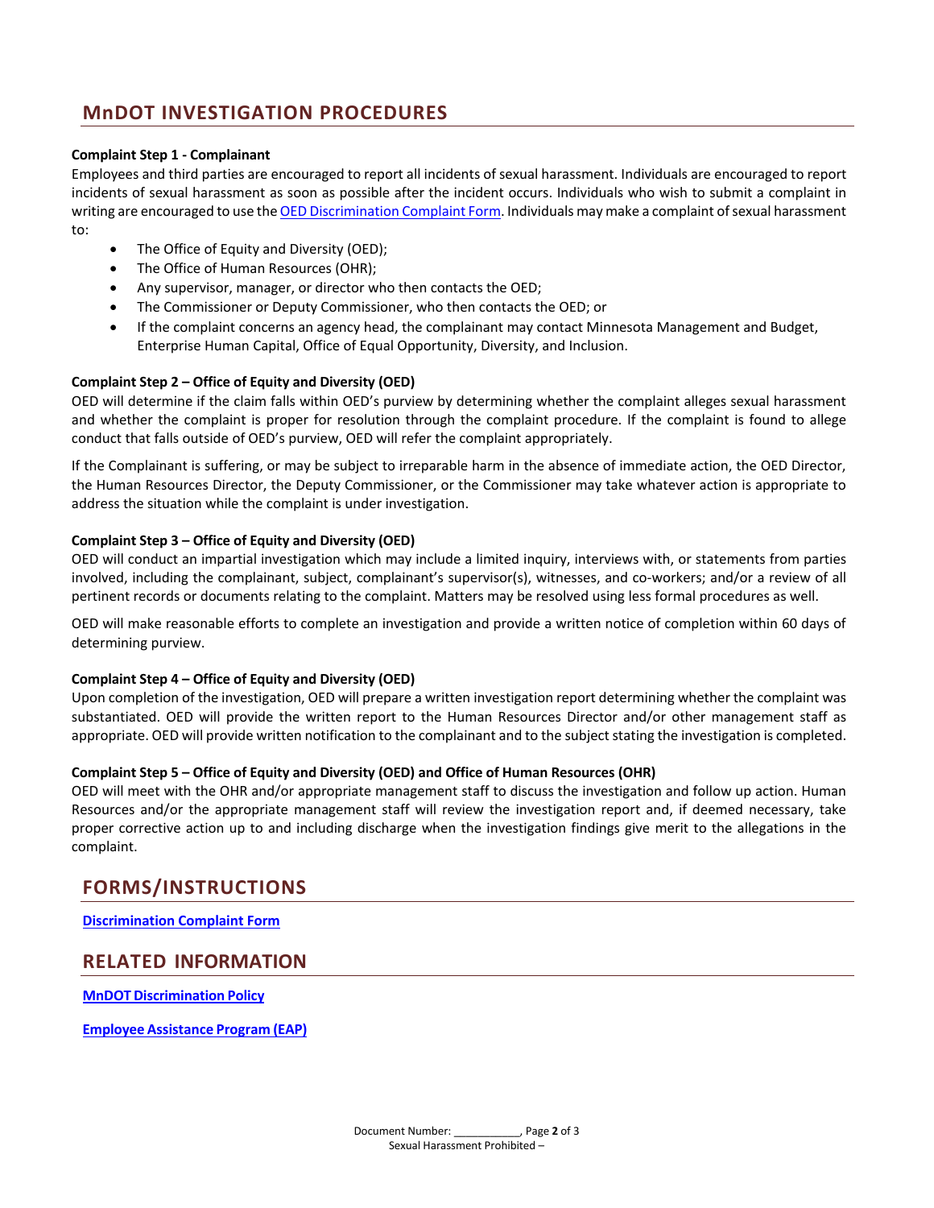## MnDOT INVESTIGATION PROCEDURES

**Complaint Step 1 - Complainant**

Employees and third parties are encouraged to report all incidents of sexual harassment. Individuals are encouraged to report incidents of sexual harassment as soon as possible after the incident occurs. Individuals who wish to submit a complaint in writing are encouraged to use the [OED Discrimination Complaint Form](). Individuals may make a complaint of sexual harassment to:

- The Office of Equity and Diversity (OED);
- The Office of Human Resources (OHR);
- Any supervisor, manager, or director who then contacts the OED;
- The Commissioner or Deputy Commissioner, who then contacts the OED; or
- If the complaint concerns an agency head, the complainant may contact Minnesota Management and Budget, Enterprise Human Capital, Office of Equal Opportunity, Diversity, and Inclusion.

**Complaint Step 2 – Office of Equity and Diversity (OED)**

OED will determine if the claim falls within OED's purview by determining whether the complaint alleges sexual harassment and whether the complaint is proper for resolution through the complaint procedure. If the complaint is found to allege conduct that falls outside of OED's purview, OED will refer the complaint appropriately.

If the Complainant is suffering, or may be subject to irreparable harm in the absence of immediate action, the OED Director, the Human Resources Director, the Deputy Commissioner, or the Commissioner may take whatever action is appropriate to address the situation while the complaint is under investigation.

**Complaint Step 3 – Office of Equity and Diversity (OED)**

OED will conduct an impartial investigation which may include a limited inquiry, interviews with, or statements from parties involved, including the complainant, subject, complainant's supervisor(s), witnesses, and co-workers; and/or a review of all pertinent records or documents relating to the complaint. Matters may be resolved using less formal procedures as well.

OED will make reasonable efforts to complete an investigation and provide a written notice of completion within 60 days of determining purview.

**Complaint Step 4 – Office of Equity and Diversity (OED)**

Upon completion of the investigation, OED will prepare a written investigation report determining whether the complaint was substantiated. OED will provide the written report to the Human Resources Director and/or other management staff as appropriate. OED will provide written notification to the complainant and to the subject stating the investigation is completed.

**Complaint Step 5 – Office of Equity and Diversity (OED) and Office of Human Resources (OHR)**

OED will meet with the OHR and/or appropriate management staff to discuss the investigation and follow up action. Human Resources and/or the appropriate management staff will review the investigation report and, if deemed necessary, take proper corrective action up to and including discharge when the investigation findings give merit to the allegations in the complaint.

## FORMS/INSTRUCTIONS

[**Discrimination Complaint Form**]()

## RELATED INFORMATION

[**MnDOT Discrimination Policy**]()

[**Employee Assistance Program (EAP)**]()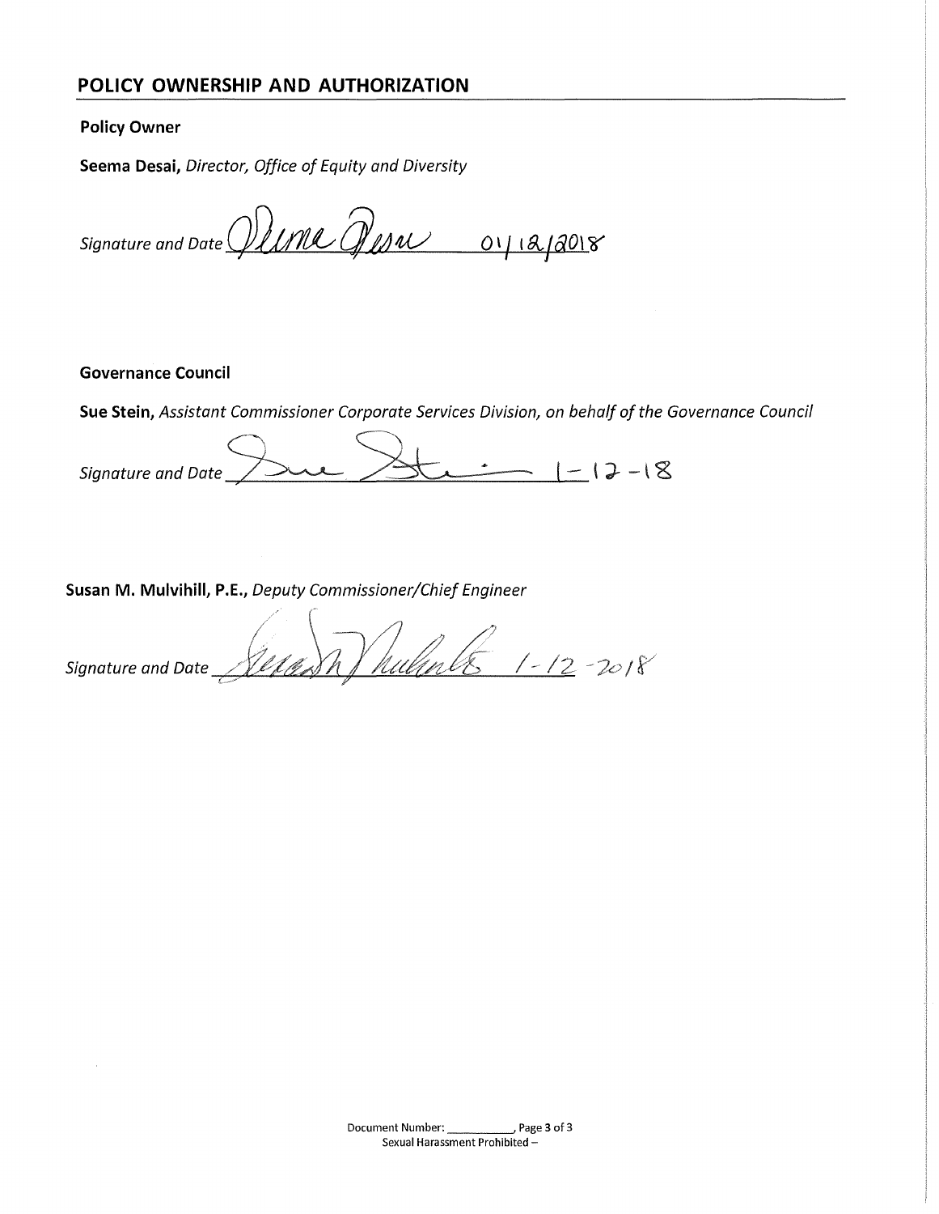## POLICY OWNERSHIP AND AUTHORIZATION

**Policy Owner**

**Seema Desai,** *Director, Office of Equity and Diversity*

*Signature and Date* Seema Desai 01/12/2018

**Governance Council**

**Sue Stein,** *Assistant Commissioner Corporate Services Division, on behalf of the Governance Council*

*Signature and Date* Sue Stein 1-12-18

**Susan M. Mulvihill, P.E.,** *Deputy Commissioner/Chief Engineer*

*Signature and Date* Susan M. Mulvihill 1-12-2018

Document Number: \_\_\_\_\_\_\_\_\_\_, Page 3 of 3
Sexual Harassment Prohibited –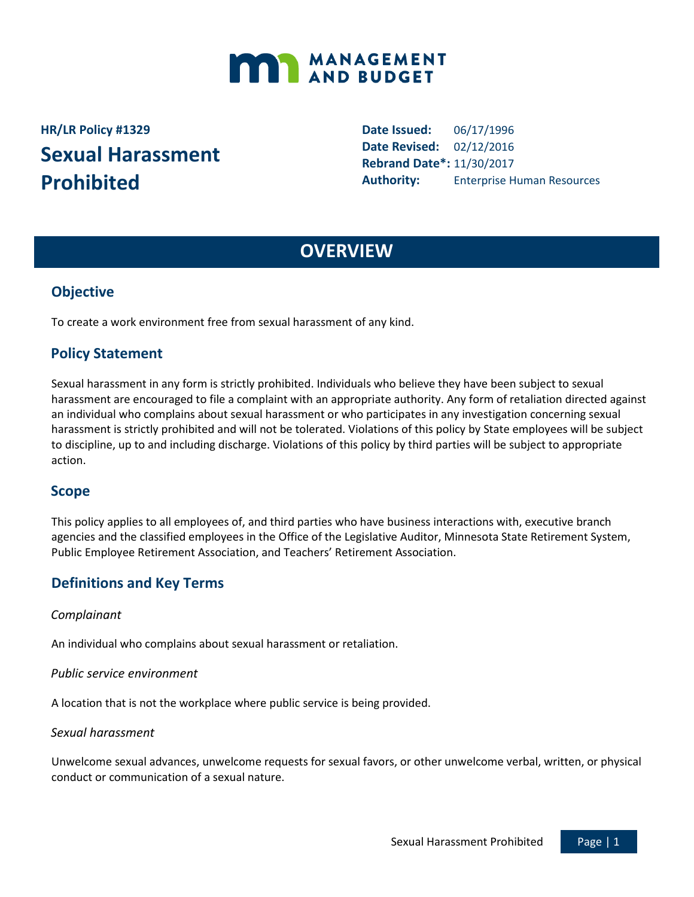MANAGEMENT AND BUDGET

**HR/LR Policy #1329**

# Sexual Harassment Prohibited

**Date Issued:** 06/17/1996
**Date Revised:** 02/12/2016
**Rebrand Date*:** 11/30/2017
**Authority:** Enterprise Human Resources

## OVERVIEW

### Objective

To create a work environment free from sexual harassment of any kind.

### Policy Statement

Sexual harassment in any form is strictly prohibited. Individuals who believe they have been subject to sexual harassment are encouraged to file a complaint with an appropriate authority. Any form of retaliation directed against an individual who complains about sexual harassment or who participates in any investigation concerning sexual harassment is strictly prohibited and will not be tolerated. Violations of this policy by State employees will be subject to discipline, up to and including discharge. Violations of this policy by third parties will be subject to appropriate action.

### Scope

This policy applies to all employees of, and third parties who have business interactions with, executive branch agencies and the classified employees in the Office of the Legislative Auditor, Minnesota State Retirement System, Public Employee Retirement Association, and Teachers' Retirement Association.

### Definitions and Key Terms

*Complainant*

An individual who complains about sexual harassment or retaliation.

*Public service environment*

A location that is not the workplace where public service is being provided.

*Sexual harassment*

Unwelcome sexual advances, unwelcome requests for sexual favors, or other unwelcome verbal, written, or physical conduct or communication of a sexual nature.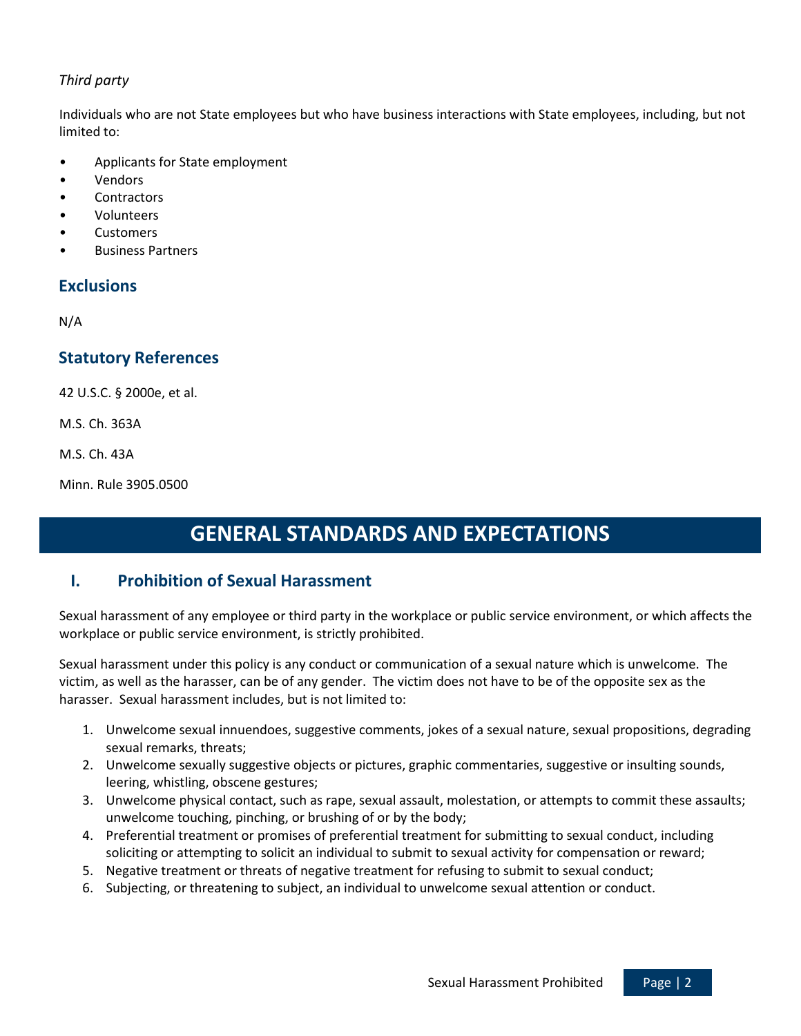*Third party*

Individuals who are not State employees but who have business interactions with State employees, including, but not limited to:

- Applicants for State employment
- Vendors
- Contractors
- Volunteers
- Customers
- Business Partners

## Exclusions

N/A

## Statutory References

42 U.S.C. § 2000e, et al.

M.S. Ch. 363A

M.S. Ch. 43A

Minn. Rule 3905.0500

# GENERAL STANDARDS AND EXPECTATIONS

## I. Prohibition of Sexual Harassment

Sexual harassment of any employee or third party in the workplace or public service environment, or which affects the workplace or public service environment, is strictly prohibited.

Sexual harassment under this policy is any conduct or communication of a sexual nature which is unwelcome. The victim, as well as the harasser, can be of any gender. The victim does not have to be of the opposite sex as the harasser. Sexual harassment includes, but is not limited to:

1. Unwelcome sexual innuendoes, suggestive comments, jokes of a sexual nature, sexual propositions, degrading sexual remarks, threats;
2. Unwelcome sexually suggestive objects or pictures, graphic commentaries, suggestive or insulting sounds, leering, whistling, obscene gestures;
3. Unwelcome physical contact, such as rape, sexual assault, molestation, or attempts to commit these assaults; unwelcome touching, pinching, or brushing of or by the body;
4. Preferential treatment or promises of preferential treatment for submitting to sexual conduct, including soliciting or attempting to solicit an individual to submit to sexual activity for compensation or reward;
5. Negative treatment or threats of negative treatment for refusing to submit to sexual conduct;
6. Subjecting, or threatening to subject, an individual to unwelcome sexual attention or conduct.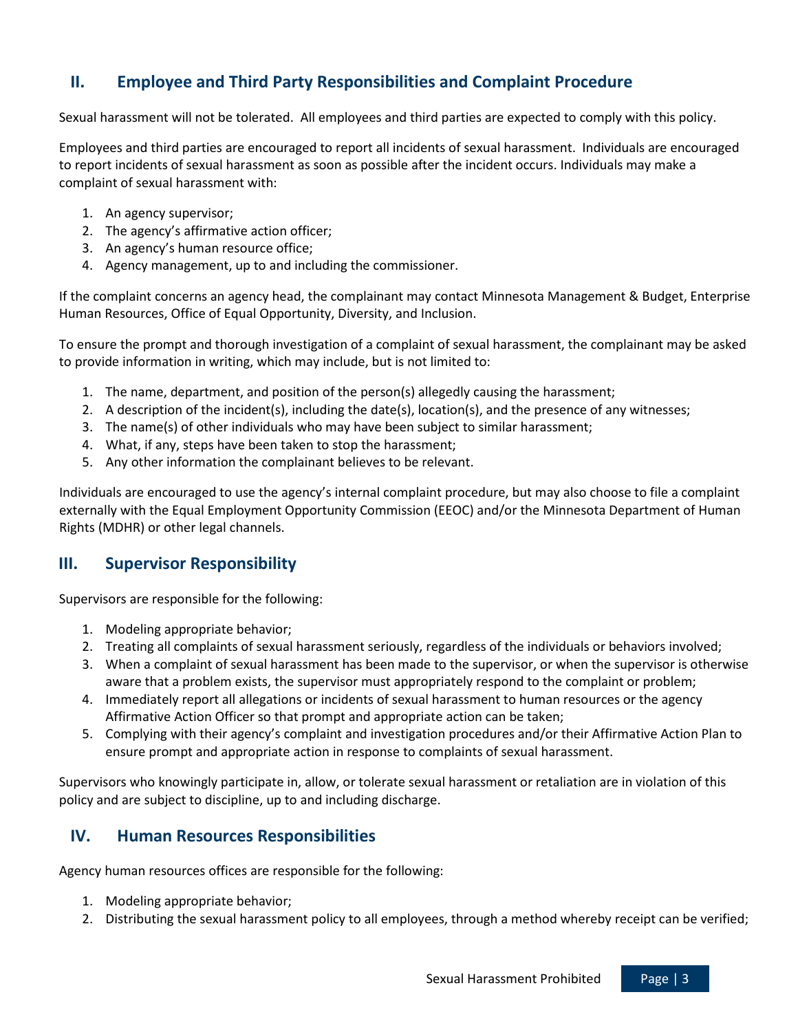## II. Employee and Third Party Responsibilities and Complaint Procedure

Sexual harassment will not be tolerated. All employees and third parties are expected to comply with this policy.

Employees and third parties are encouraged to report all incidents of sexual harassment. Individuals are encouraged to report incidents of sexual harassment as soon as possible after the incident occurs. Individuals may make a complaint of sexual harassment with:

1. An agency supervisor;
2. The agency's affirmative action officer;
3. An agency's human resource office;
4. Agency management, up to and including the commissioner.

If the complaint concerns an agency head, the complainant may contact Minnesota Management & Budget, Enterprise Human Resources, Office of Equal Opportunity, Diversity, and Inclusion.

To ensure the prompt and thorough investigation of a complaint of sexual harassment, the complainant may be asked to provide information in writing, which may include, but is not limited to:

1. The name, department, and position of the person(s) allegedly causing the harassment;
2. A description of the incident(s), including the date(s), location(s), and the presence of any witnesses;
3. The name(s) of other individuals who may have been subject to similar harassment;
4. What, if any, steps have been taken to stop the harassment;
5. Any other information the complainant believes to be relevant.

Individuals are encouraged to use the agency's internal complaint procedure, but may also choose to file a complaint externally with the Equal Employment Opportunity Commission (EEOC) and/or the Minnesota Department of Human Rights (MDHR) or other legal channels.

## III. Supervisor Responsibility

Supervisors are responsible for the following:

1. Modeling appropriate behavior;
2. Treating all complaints of sexual harassment seriously, regardless of the individuals or behaviors involved;
3. When a complaint of sexual harassment has been made to the supervisor, or when the supervisor is otherwise aware that a problem exists, the supervisor must appropriately respond to the complaint or problem;
4. Immediately report all allegations or incidents of sexual harassment to human resources or the agency Affirmative Action Officer so that prompt and appropriate action can be taken;
5. Complying with their agency's complaint and investigation procedures and/or their Affirmative Action Plan to ensure prompt and appropriate action in response to complaints of sexual harassment.

Supervisors who knowingly participate in, allow, or tolerate sexual harassment or retaliation are in violation of this policy and are subject to discipline, up to and including discharge.

## IV. Human Resources Responsibilities

Agency human resources offices are responsible for the following:

1. Modeling appropriate behavior;
2. Distributing the sexual harassment policy to all employees, through a method whereby receipt can be verified;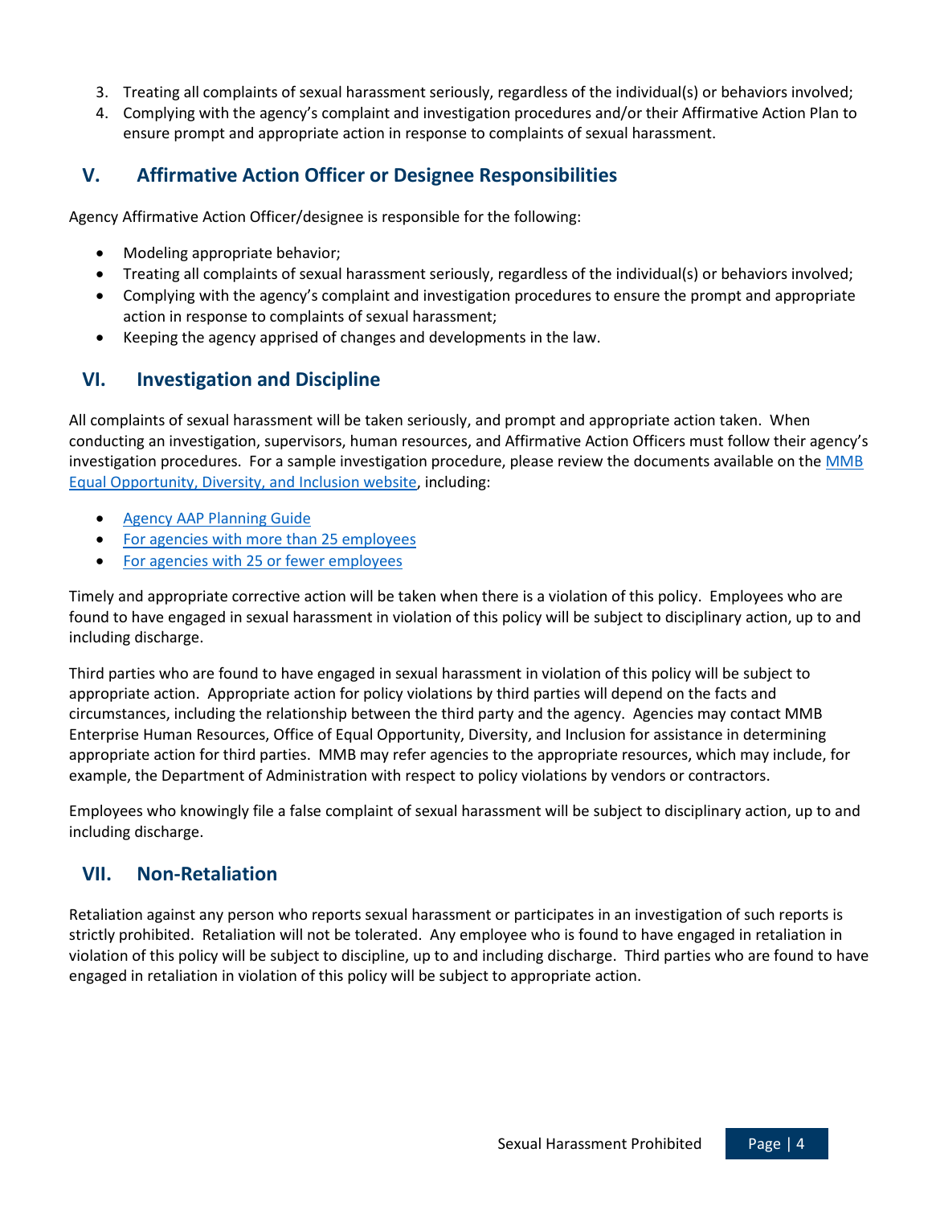3. Treating all complaints of sexual harassment seriously, regardless of the individual(s) or behaviors involved;
4. Complying with the agency's complaint and investigation procedures and/or their Affirmative Action Plan to ensure prompt and appropriate action in response to complaints of sexual harassment.

## V. Affirmative Action Officer or Designee Responsibilities

Agency Affirmative Action Officer/designee is responsible for the following:

- Modeling appropriate behavior;
- Treating all complaints of sexual harassment seriously, regardless of the individual(s) or behaviors involved;
- Complying with the agency's complaint and investigation procedures to ensure the prompt and appropriate action in response to complaints of sexual harassment;
- Keeping the agency apprised of changes and developments in the law.

## VI. Investigation and Discipline

All complaints of sexual harassment will be taken seriously, and prompt and appropriate action taken. When conducting an investigation, supervisors, human resources, and Affirmative Action Officers must follow their agency's investigation procedures. For a sample investigation procedure, please review the documents available on the MMB Equal Opportunity, Diversity, and Inclusion website, including:

- Agency AAP Planning Guide
- For agencies with more than 25 employees
- For agencies with 25 or fewer employees

Timely and appropriate corrective action will be taken when there is a violation of this policy. Employees who are found to have engaged in sexual harassment in violation of this policy will be subject to disciplinary action, up to and including discharge.

Third parties who are found to have engaged in sexual harassment in violation of this policy will be subject to appropriate action. Appropriate action for policy violations by third parties will depend on the facts and circumstances, including the relationship between the third party and the agency. Agencies may contact MMB Enterprise Human Resources, Office of Equal Opportunity, Diversity, and Inclusion for assistance in determining appropriate action for third parties. MMB may refer agencies to the appropriate resources, which may include, for example, the Department of Administration with respect to policy violations by vendors or contractors.

Employees who knowingly file a false complaint of sexual harassment will be subject to disciplinary action, up to and including discharge.

## VII. Non-Retaliation

Retaliation against any person who reports sexual harassment or participates in an investigation of such reports is strictly prohibited. Retaliation will not be tolerated. Any employee who is found to have engaged in retaliation in violation of this policy will be subject to discipline, up to and including discharge. Third parties who are found to have engaged in retaliation in violation of this policy will be subject to appropriate action.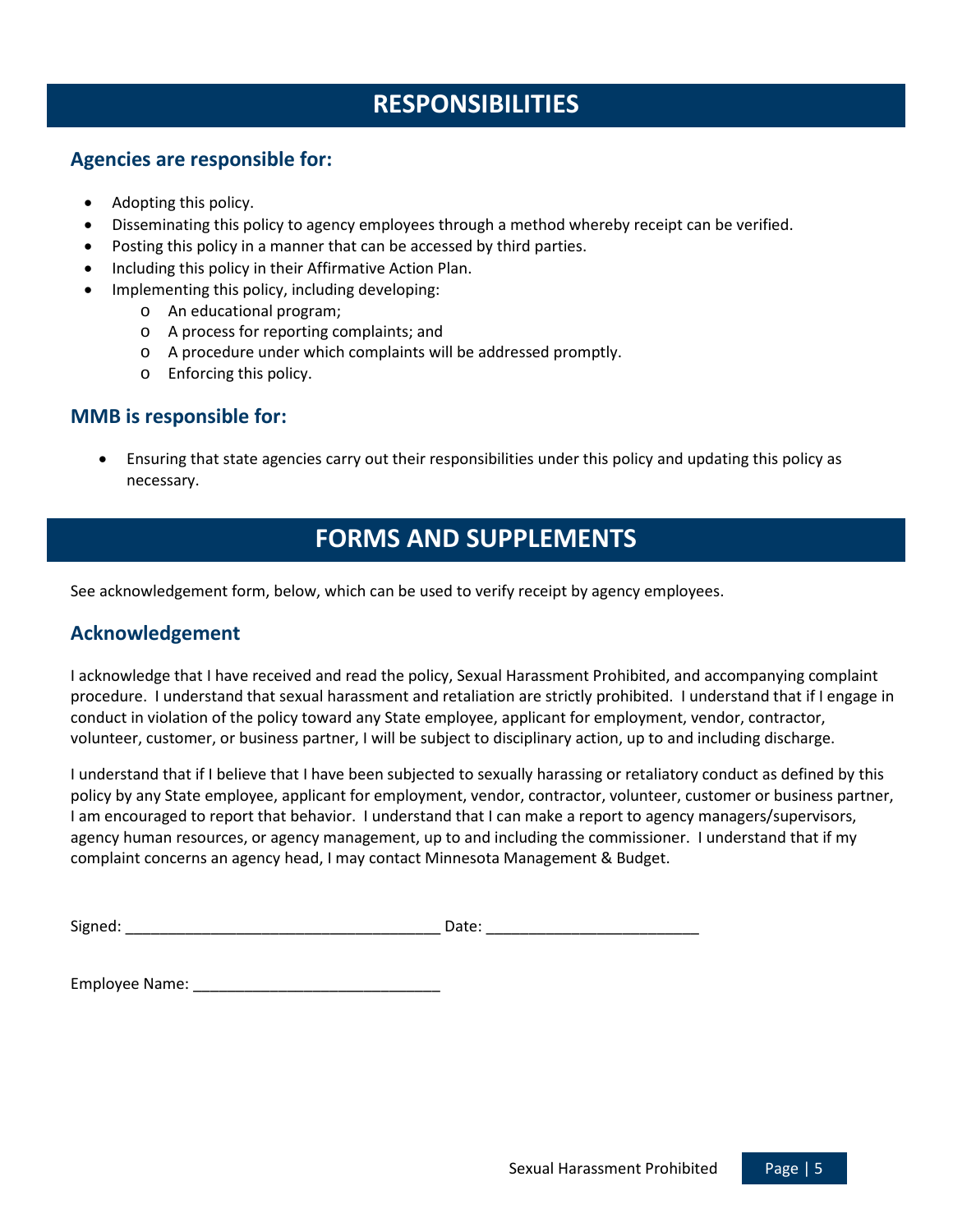# RESPONSIBILITIES

## Agencies are responsible for:

- Adopting this policy.
- Disseminating this policy to agency employees through a method whereby receipt can be verified.
- Posting this policy in a manner that can be accessed by third parties.
- Including this policy in their Affirmative Action Plan.
- Implementing this policy, including developing:
  - An educational program;
  - A process for reporting complaints; and
  - A procedure under which complaints will be addressed promptly.
  - Enforcing this policy.

## MMB is responsible for:

- Ensuring that state agencies carry out their responsibilities under this policy and updating this policy as necessary.

# FORMS AND SUPPLEMENTS

See acknowledgement form, below, which can be used to verify receipt by agency employees.

## Acknowledgement

I acknowledge that I have received and read the policy, Sexual Harassment Prohibited, and accompanying complaint procedure. I understand that sexual harassment and retaliation are strictly prohibited. I understand that if I engage in conduct in violation of the policy toward any State employee, applicant for employment, vendor, contractor, volunteer, customer, or business partner, I will be subject to disciplinary action, up to and including discharge.

I understand that if I believe that I have been subjected to sexually harassing or retaliatory conduct as defined by this policy by any State employee, applicant for employment, vendor, contractor, volunteer, customer or business partner, I am encouraged to report that behavior. I understand that I can make a report to agency managers/supervisors, agency human resources, or agency management, up to and including the commissioner. I understand that if my complaint concerns an agency head, I may contact Minnesota Management & Budget.

Signed: ____________________________________ Date: ________________________

Employee Name: ____________________________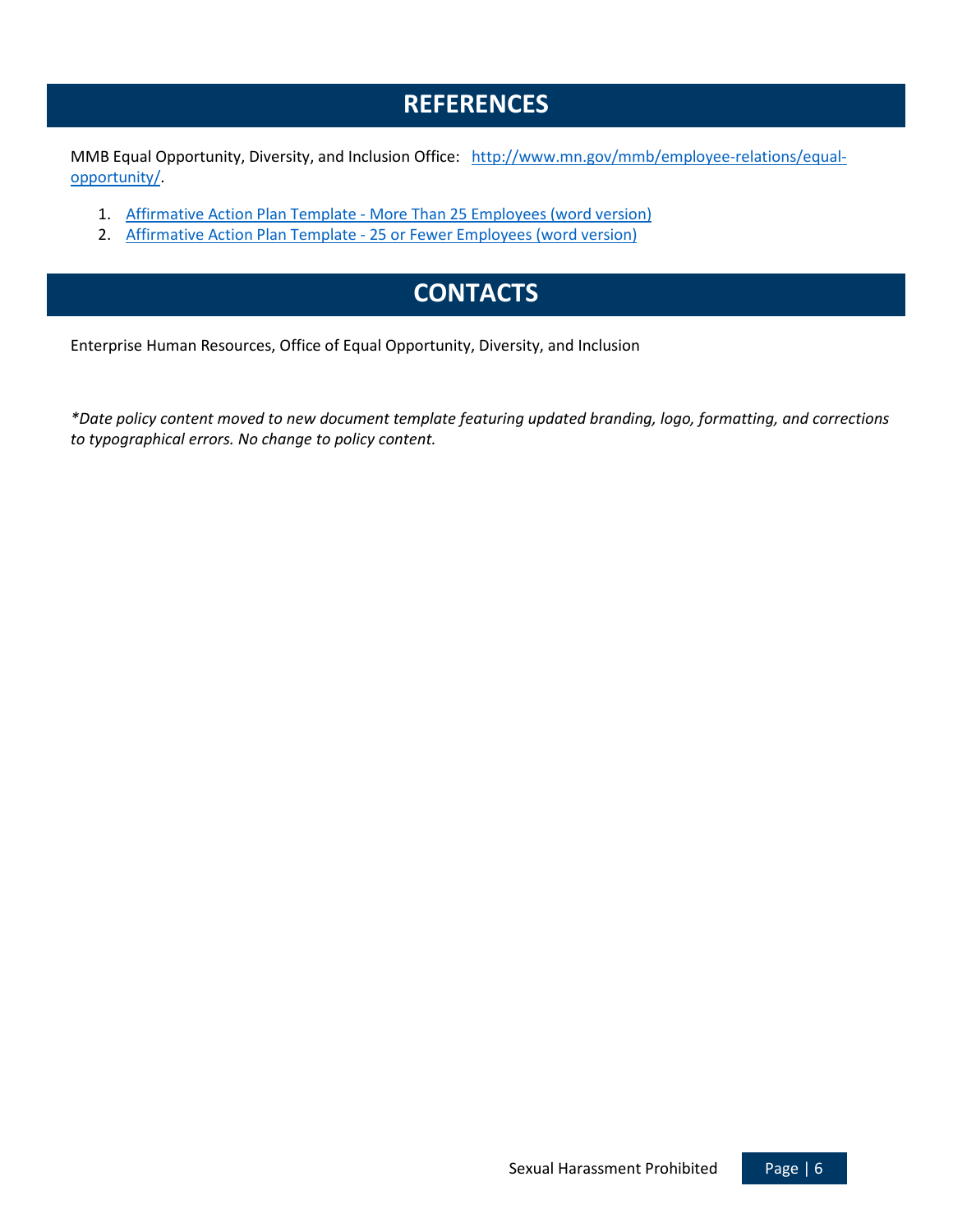## REFERENCES

MMB Equal Opportunity, Diversity, and Inclusion Office: [http://www.mn.gov/mmb/employee-relations/equal-opportunity/](http://www.mn.gov/mmb/employee-relations/equal-opportunity/).

1. Affirmative Action Plan Template - More Than 25 Employees (word version)
2. Affirmative Action Plan Template - 25 or Fewer Employees (word version)

## CONTACTS

Enterprise Human Resources, Office of Equal Opportunity, Diversity, and Inclusion

*\*Date policy content moved to new document template featuring updated branding, logo, formatting, and corrections to typographical errors. No change to policy content.*